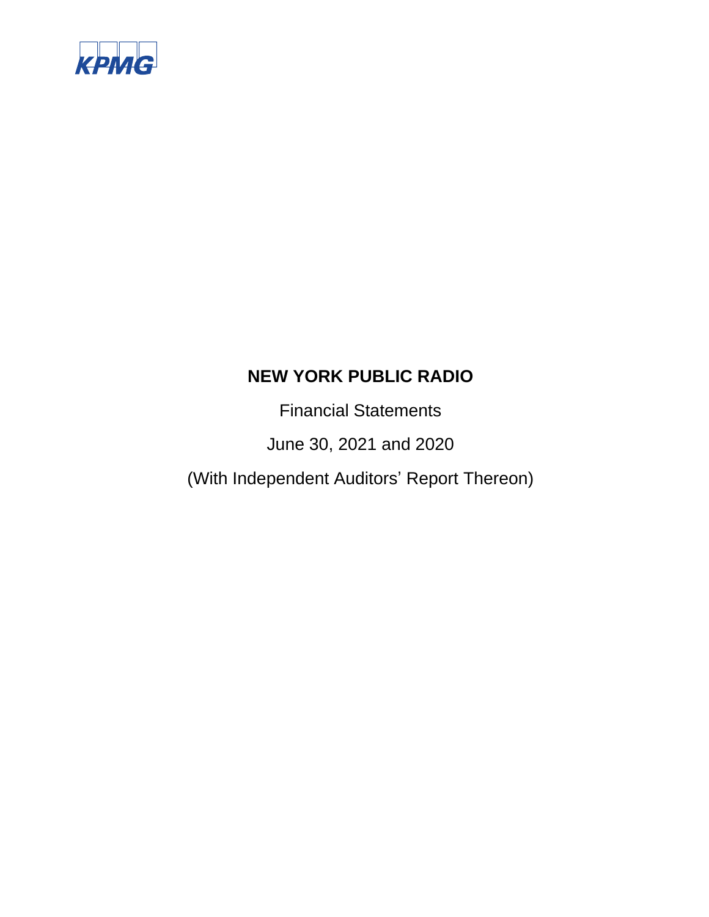KPMG

# NEW YORK PUBLIC RADIO

Financial Statements

June 30, 2021 and 2020

(With Independent Auditors' Report Thereon)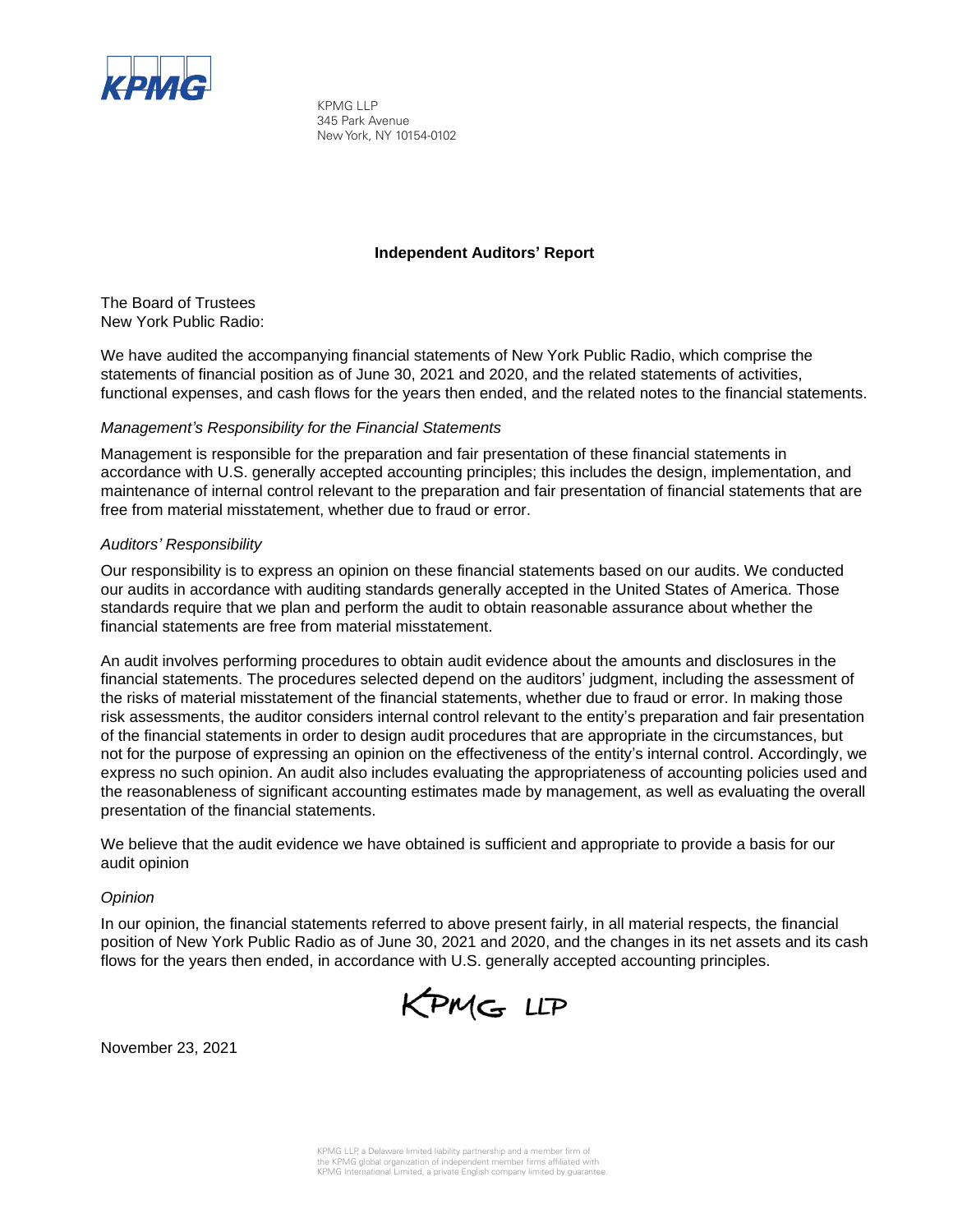KPMG LLP
345 Park Avenue
New York, NY 10154-0102

# Independent Auditors' Report

The Board of Trustees
New York Public Radio:

We have audited the accompanying financial statements of New York Public Radio, which comprise the statements of financial position as of June 30, 2021 and 2020, and the related statements of activities, functional expenses, and cash flows for the years then ended, and the related notes to the financial statements.

*Management's Responsibility for the Financial Statements*

Management is responsible for the preparation and fair presentation of these financial statements in accordance with U.S. generally accepted accounting principles; this includes the design, implementation, and maintenance of internal control relevant to the preparation and fair presentation of financial statements that are free from material misstatement, whether due to fraud or error.

*Auditors' Responsibility*

Our responsibility is to express an opinion on these financial statements based on our audits. We conducted our audits in accordance with auditing standards generally accepted in the United States of America. Those standards require that we plan and perform the audit to obtain reasonable assurance about whether the financial statements are free from material misstatement.

An audit involves performing procedures to obtain audit evidence about the amounts and disclosures in the financial statements. The procedures selected depend on the auditors' judgment, including the assessment of the risks of material misstatement of the financial statements, whether due to fraud or error. In making those risk assessments, the auditor considers internal control relevant to the entity's preparation and fair presentation of the financial statements in order to design audit procedures that are appropriate in the circumstances, but not for the purpose of expressing an opinion on the effectiveness of the entity's internal control. Accordingly, we express no such opinion. An audit also includes evaluating the appropriateness of accounting policies used and the reasonableness of significant accounting estimates made by management, as well as evaluating the overall presentation of the financial statements.

We believe that the audit evidence we have obtained is sufficient and appropriate to provide a basis for our audit opinion

*Opinion*

In our opinion, the financial statements referred to above present fairly, in all material respects, the financial position of New York Public Radio as of June 30, 2021 and 2020, and the changes in its net assets and its cash flows for the years then ended, in accordance with U.S. generally accepted accounting principles.

KPMG LLP

November 23, 2021

KPMG LLP, a Delaware limited liability partnership and a member firm of the KPMG global organization of independent member firms affiliated with KPMG International Limited, a private English company limited by guarantee.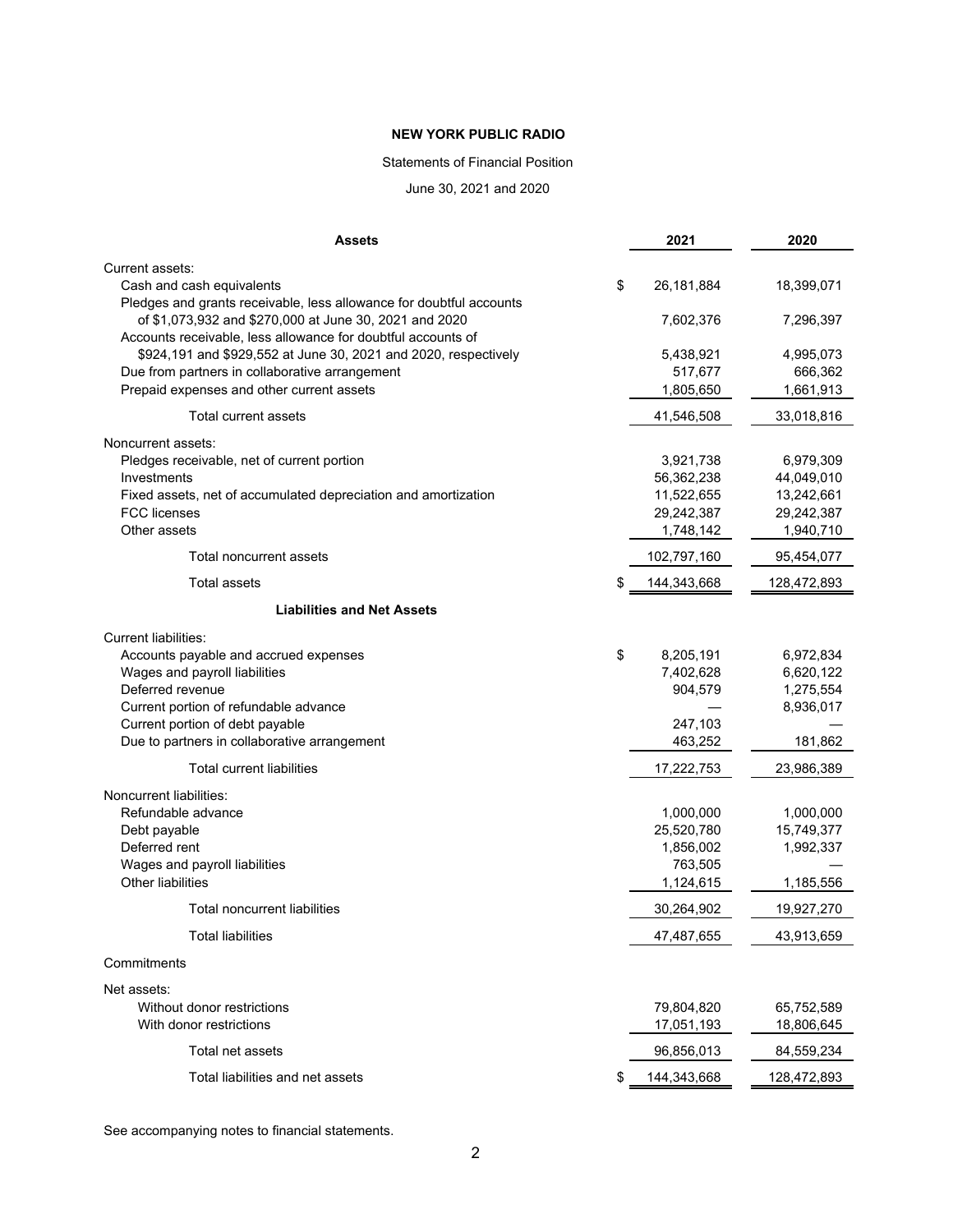**NEW YORK PUBLIC RADIO**

Statements of Financial Position

June 30, 2021 and 2020

| Assets | 2021 | 2020 |
|---|---|---|
| Current assets: | | |
| Cash and cash equivalents | $ 26,181,884 | 18,399,071 |
| Pledges and grants receivable, less allowance for doubtful accounts of $1,073,932 and $270,000 at June 30, 2021 and 2020 | 7,602,376 | 7,296,397 |
| Accounts receivable, less allowance for doubtful accounts of $924,191 and $929,552 at June 30, 2021 and 2020, respectively | 5,438,921 | 4,995,073 |
| Due from partners in collaborative arrangement | 517,677 | 666,362 |
| Prepaid expenses and other current assets | 1,805,650 | 1,661,913 |
| Total current assets | 41,546,508 | 33,018,816 |
| Noncurrent assets: | | |
| Pledges receivable, net of current portion | 3,921,738 | 6,979,309 |
| Investments | 56,362,238 | 44,049,010 |
| Fixed assets, net of accumulated depreciation and amortization | 11,522,655 | 13,242,661 |
| FCC licenses | 29,242,387 | 29,242,387 |
| Other assets | 1,748,142 | 1,940,710 |
| Total noncurrent assets | 102,797,160 | 95,454,077 |
| Total assets | $ 144,343,668 | 128,472,893 |
| **Liabilities and Net Assets** | | |
| Current liabilities: | | |
| Accounts payable and accrued expenses | $ 8,205,191 | 6,972,834 |
| Wages and payroll liabilities | 7,402,628 | 6,620,122 |
| Deferred revenue | 904,579 | 1,275,554 |
| Current portion of refundable advance | — | 8,936,017 |
| Current portion of debt payable | 247,103 | — |
| Due to partners in collaborative arrangement | 463,252 | 181,862 |
| Total current liabilities | 17,222,753 | 23,986,389 |
| Noncurrent liabilities: | | |
| Refundable advance | 1,000,000 | 1,000,000 |
| Debt payable | 25,520,780 | 15,749,377 |
| Deferred rent | 1,856,002 | 1,992,337 |
| Wages and payroll liabilities | 763,505 | — |
| Other liabilities | 1,124,615 | 1,185,556 |
| Total noncurrent liabilities | 30,264,902 | 19,927,270 |
| Total liabilities | 47,487,655 | 43,913,659 |
| Commitments | | |
| Net assets: | | |
| Without donor restrictions | 79,804,820 | 65,752,589 |
| With donor restrictions | 17,051,193 | 18,806,645 |
| Total net assets | 96,856,013 | 84,559,234 |
| Total liabilities and net assets | $ 144,343,668 | 128,472,893 |

See accompanying notes to financial statements.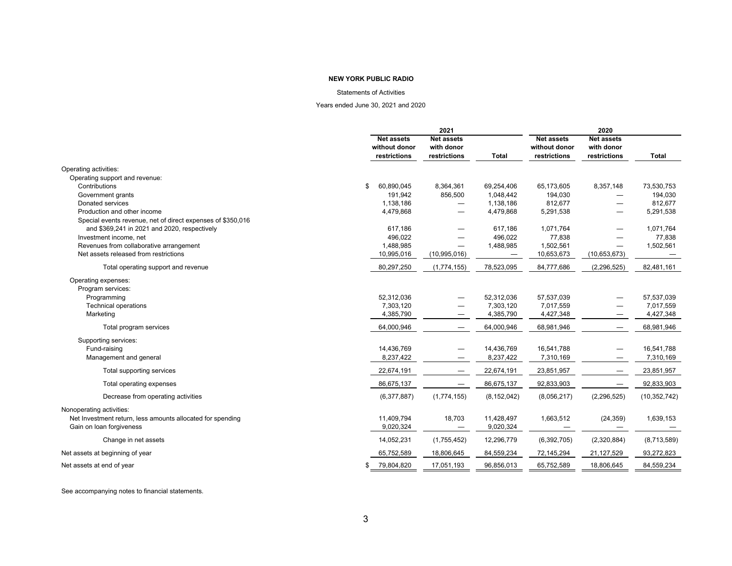**NEW YORK PUBLIC RADIO**

Statements of Activities

Years ended June 30, 2021 and 2020

| | 2021 | | | 2020 | | |
|---|---|---|---|---|---|---|
| | Net assets without donor restrictions | Net assets with donor restrictions | Total | Net assets without donor restrictions | Net assets with donor restrictions | Total |
| Operating activities: | | | | | | |
| Operating support and revenue: | | | | | | |
| Contributions | $ 60,890,045 | 8,364,361 | 69,254,406 | 65,173,605 | 8,357,148 | 73,530,753 |
| Government grants | 191,942 | 856,500 | 1,048,442 | 194,030 | — | 194,030 |
| Donated services | 1,138,186 | — | 1,138,186 | 812,677 | — | 812,677 |
| Production and other income | 4,479,868 | — | 4,479,868 | 5,291,538 | — | 5,291,538 |
| Special events revenue, net of direct expenses of $350,016 and $369,241 in 2021 and 2020, respectively | 617,186 | — | 617,186 | 1,071,764 | — | 1,071,764 |
| Investment income, net | 496,022 | — | 496,022 | 77,838 | — | 77,838 |
| Revenues from collaborative arrangement | 1,488,985 | — | 1,488,985 | 1,502,561 | — | 1,502,561 |
| Net assets released from restrictions | 10,995,016 | (10,995,016) | — | 10,653,673 | (10,653,673) | — |
| Total operating support and revenue | 80,297,250 | (1,774,155) | 78,523,095 | 84,777,686 | (2,296,525) | 82,481,161 |
| Operating expenses: | | | | | | |
| Program services: | | | | | | |
| Programming | 52,312,036 | — | 52,312,036 | 57,537,039 | — | 57,537,039 |
| Technical operations | 7,303,120 | — | 7,303,120 | 7,017,559 | — | 7,017,559 |
| Marketing | 4,385,790 | — | 4,385,790 | 4,427,348 | — | 4,427,348 |
| Total program services | 64,000,946 | — | 64,000,946 | 68,981,946 | — | 68,981,946 |
| Supporting services: | | | | | | |
| Fund-raising | 14,436,769 | — | 14,436,769 | 16,541,788 | — | 16,541,788 |
| Management and general | 8,237,422 | — | 8,237,422 | 7,310,169 | — | 7,310,169 |
| Total supporting services | 22,674,191 | — | 22,674,191 | 23,851,957 | — | 23,851,957 |
| Total operating expenses | 86,675,137 | — | 86,675,137 | 92,833,903 | — | 92,833,903 |
| Decrease from operating activities | (6,377,887) | (1,774,155) | (8,152,042) | (8,056,217) | (2,296,525) | (10,352,742) |
| Nonoperating activities: | | | | | | |
| Net Investment return, less amounts allocated for spending | 11,409,794 | 18,703 | 11,428,497 | 1,663,512 | (24,359) | 1,639,153 |
| Gain on loan forgiveness | 9,020,324 | — | 9,020,324 | — | — | — |
| Change in net assets | 14,052,231 | (1,755,452) | 12,296,779 | (6,392,705) | (2,320,884) | (8,713,589) |
| Net assets at beginning of year | 65,752,589 | 18,806,645 | 84,559,234 | 72,145,294 | 21,127,529 | 93,272,823 |
| Net assets at end of year | $ 79,804,820 | 17,051,193 | 96,856,013 | 65,752,589 | 18,806,645 | 84,559,234 |

See accompanying notes to financial statements.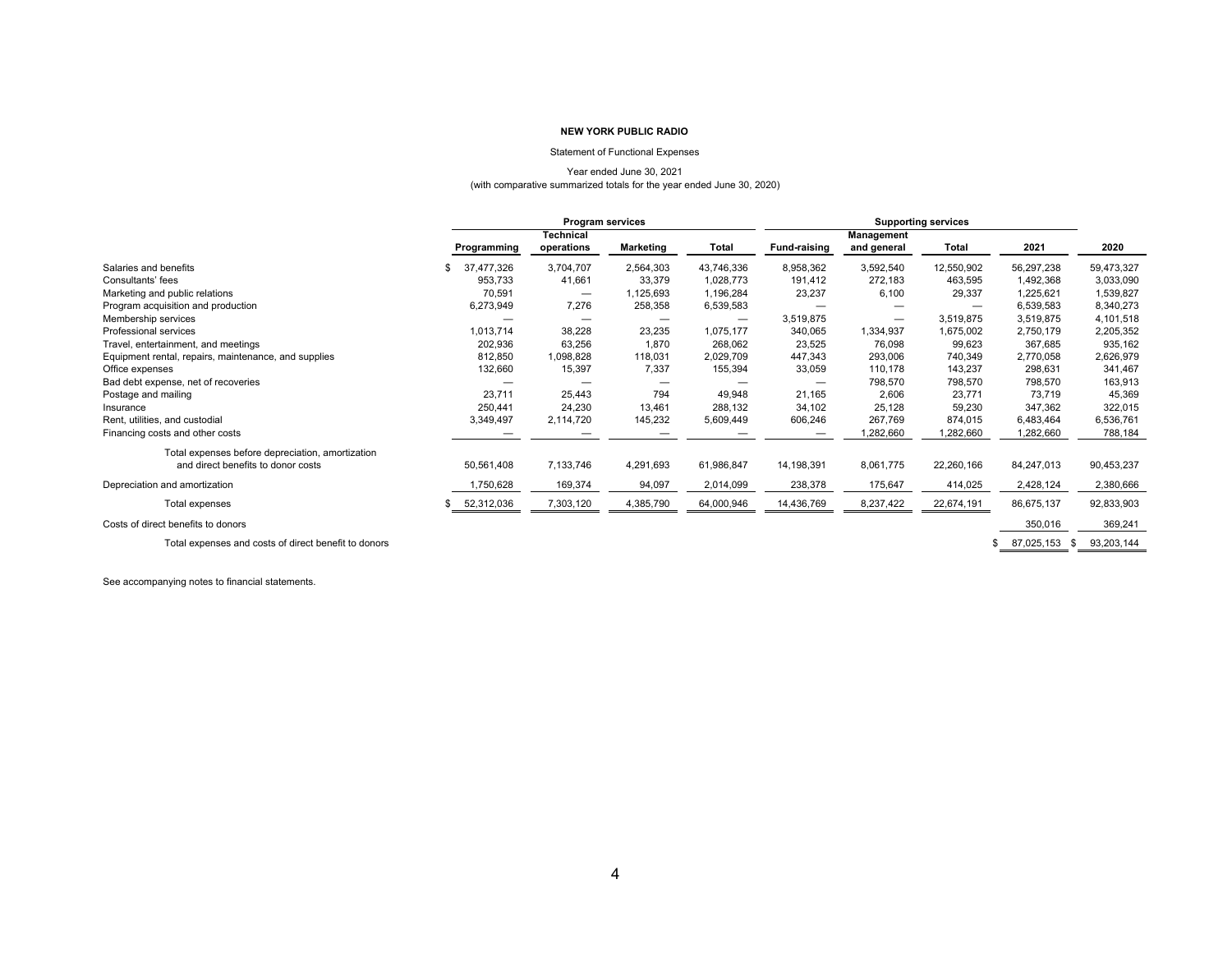**NEW YORK PUBLIC RADIO**

Statement of Functional Expenses

Year ended June 30, 2021
(with comparative summarized totals for the year ended June 30, 2020)

| | Program services | | | | Supporting services | | | | |
|---|---|---|---|---|---|---|---|---|---|
| | Programming | Technical operations | Marketing | Total | Fund-raising | Management and general | Total | 2021 | 2020 |
| Salaries and benefits | $ 37,477,326 | 3,704,707 | 2,564,303 | 43,746,336 | 8,958,362 | 3,592,540 | 12,550,902 | 56,297,238 | 59,473,327 |
| Consultants' fees | 953,733 | 41,661 | 33,379 | 1,028,773 | 191,412 | 272,183 | 463,595 | 1,492,368 | 3,033,090 |
| Marketing and public relations | 70,591 | — | 1,125,693 | 1,196,284 | 23,237 | 6,100 | 29,337 | 1,225,621 | 1,539,827 |
| Program acquisition and production | 6,273,949 | 7,276 | 258,358 | 6,539,583 | — | — | — | 6,539,583 | 8,340,273 |
| Membership services | — | — | — | — | 3,519,875 | — | 3,519,875 | 3,519,875 | 4,101,518 |
| Professional services | 1,013,714 | 38,228 | 23,235 | 1,075,177 | 340,065 | 1,334,937 | 1,675,002 | 2,750,179 | 2,205,352 |
| Travel, entertainment, and meetings | 202,936 | 63,256 | 1,870 | 268,062 | 23,525 | 76,098 | 99,623 | 367,685 | 935,162 |
| Equipment rental, repairs, maintenance, and supplies | 812,850 | 1,098,828 | 118,031 | 2,029,709 | 447,343 | 293,006 | 740,349 | 2,770,058 | 2,626,979 |
| Office expenses | 132,660 | 15,397 | 7,337 | 155,394 | 33,059 | 110,178 | 143,237 | 298,631 | 341,467 |
| Bad debt expense, net of recoveries | — | — | — | — | — | 798,570 | 798,570 | 798,570 | 163,913 |
| Postage and mailing | 23,711 | 25,443 | 794 | 49,948 | 21,165 | 2,606 | 23,771 | 73,719 | 45,369 |
| Insurance | 250,441 | 24,230 | 13,461 | 288,132 | 34,102 | 25,128 | 59,230 | 347,362 | 322,015 |
| Rent, utilities, and custodial | 3,349,497 | 2,114,720 | 145,232 | 5,609,449 | 606,246 | 267,769 | 874,015 | 6,483,464 | 6,536,761 |
| Financing costs and other costs | — | — | — | — | — | 1,282,660 | 1,282,660 | 1,282,660 | 788,184 |
| Total expenses before depreciation, amortization and direct benefits to donor costs | 50,561,408 | 7,133,746 | 4,291,693 | 61,986,847 | 14,198,391 | 8,061,775 | 22,260,166 | 84,247,013 | 90,453,237 |
| Depreciation and amortization | 1,750,628 | 169,374 | 94,097 | 2,014,099 | 238,378 | 175,647 | 414,025 | 2,428,124 | 2,380,666 |
| Total expenses | $ 52,312,036 | 7,303,120 | 4,385,790 | 64,000,946 | 14,436,769 | 8,237,422 | 22,674,191 | 86,675,137 | 92,833,903 |
| Costs of direct benefits to donors | | | | | | | | 350,016 | 369,241 |
| Total expenses and costs of direct benefit to donors | | | | | | | | $ 87,025,153 | $ 93,203,144 |

See accompanying notes to financial statements.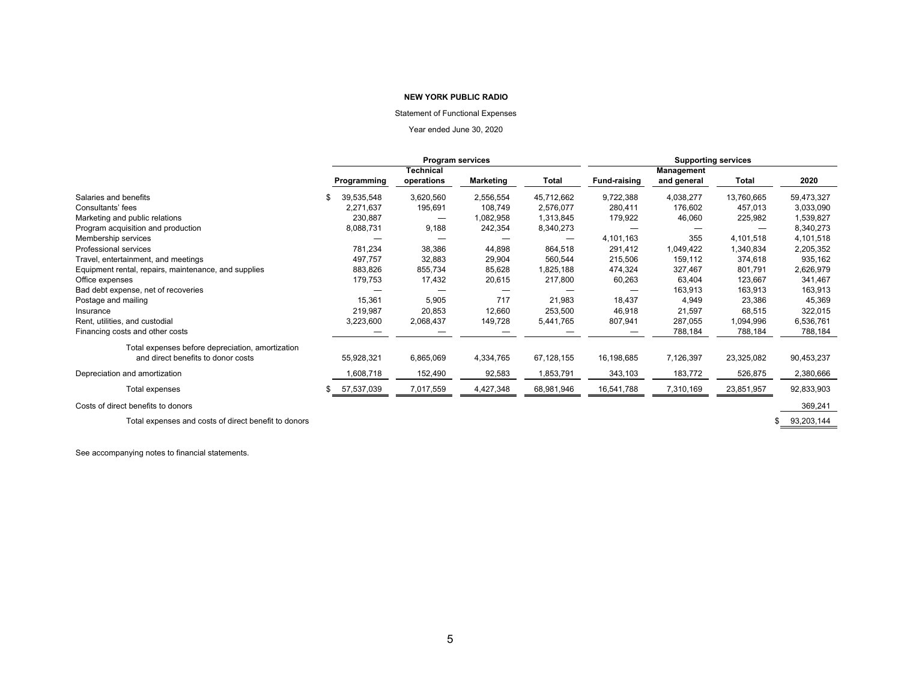**NEW YORK PUBLIC RADIO**

Statement of Functional Expenses

Year ended June 30, 2020

| | Program services | | | | Supporting services | | | |
|---|---|---|---|---|---|---|---|---|
| | Programming | Technical operations | Marketing | Total | Fund-raising | Management and general | Total | 2020 |
| Salaries and benefits | $ 39,535,548 | 3,620,560 | 2,556,554 | 45,712,662 | 9,722,388 | 4,038,277 | 13,760,665 | 59,473,327 |
| Consultants' fees | 2,271,637 | 195,691 | 108,749 | 2,576,077 | 280,411 | 176,602 | 457,013 | 3,033,090 |
| Marketing and public relations | 230,887 | — | 1,082,958 | 1,313,845 | 179,922 | 46,060 | 225,982 | 1,539,827 |
| Program acquisition and production | 8,088,731 | 9,188 | 242,354 | 8,340,273 | — | — | — | 8,340,273 |
| Membership services | — | — | — | — | 4,101,163 | 355 | 4,101,518 | 4,101,518 |
| Professional services | 781,234 | 38,386 | 44,898 | 864,518 | 291,412 | 1,049,422 | 1,340,834 | 2,205,352 |
| Travel, entertainment, and meetings | 497,757 | 32,883 | 29,904 | 560,544 | 215,506 | 159,112 | 374,618 | 935,162 |
| Equipment rental, repairs, maintenance, and supplies | 883,826 | 855,734 | 85,628 | 1,825,188 | 474,324 | 327,467 | 801,791 | 2,626,979 |
| Office expenses | 179,753 | 17,432 | 20,615 | 217,800 | 60,263 | 63,404 | 123,667 | 341,467 |
| Bad debt expense, net of recoveries | — | — | — | — | — | 163,913 | 163,913 | 163,913 |
| Postage and mailing | 15,361 | 5,905 | 717 | 21,983 | 18,437 | 4,949 | 23,386 | 45,369 |
| Insurance | 219,987 | 20,853 | 12,660 | 253,500 | 46,918 | 21,597 | 68,515 | 322,015 |
| Rent, utilities, and custodial | 3,223,600 | 2,068,437 | 149,728 | 5,441,765 | 807,941 | 287,055 | 1,094,996 | 6,536,761 |
| Financing costs and other costs | — | — | — | — | — | 788,184 | 788,184 | 788,184 |
| Total expenses before depreciation, amortization and direct benefits to donor costs | 55,928,321 | 6,865,069 | 4,334,765 | 67,128,155 | 16,198,685 | 7,126,397 | 23,325,082 | 90,453,237 |
| Depreciation and amortization | 1,608,718 | 152,490 | 92,583 | 1,853,791 | 343,103 | 183,772 | 526,875 | 2,380,666 |
| Total expenses | $ 57,537,039 | 7,017,559 | 4,427,348 | 68,981,946 | 16,541,788 | 7,310,169 | 23,851,957 | 92,833,903 |
| Costs of direct benefits to donors | | | | | | | | 369,241 |
| Total expenses and costs of direct benefit to donors | | | | | | | | $ 93,203,144 |

See accompanying notes to financial statements.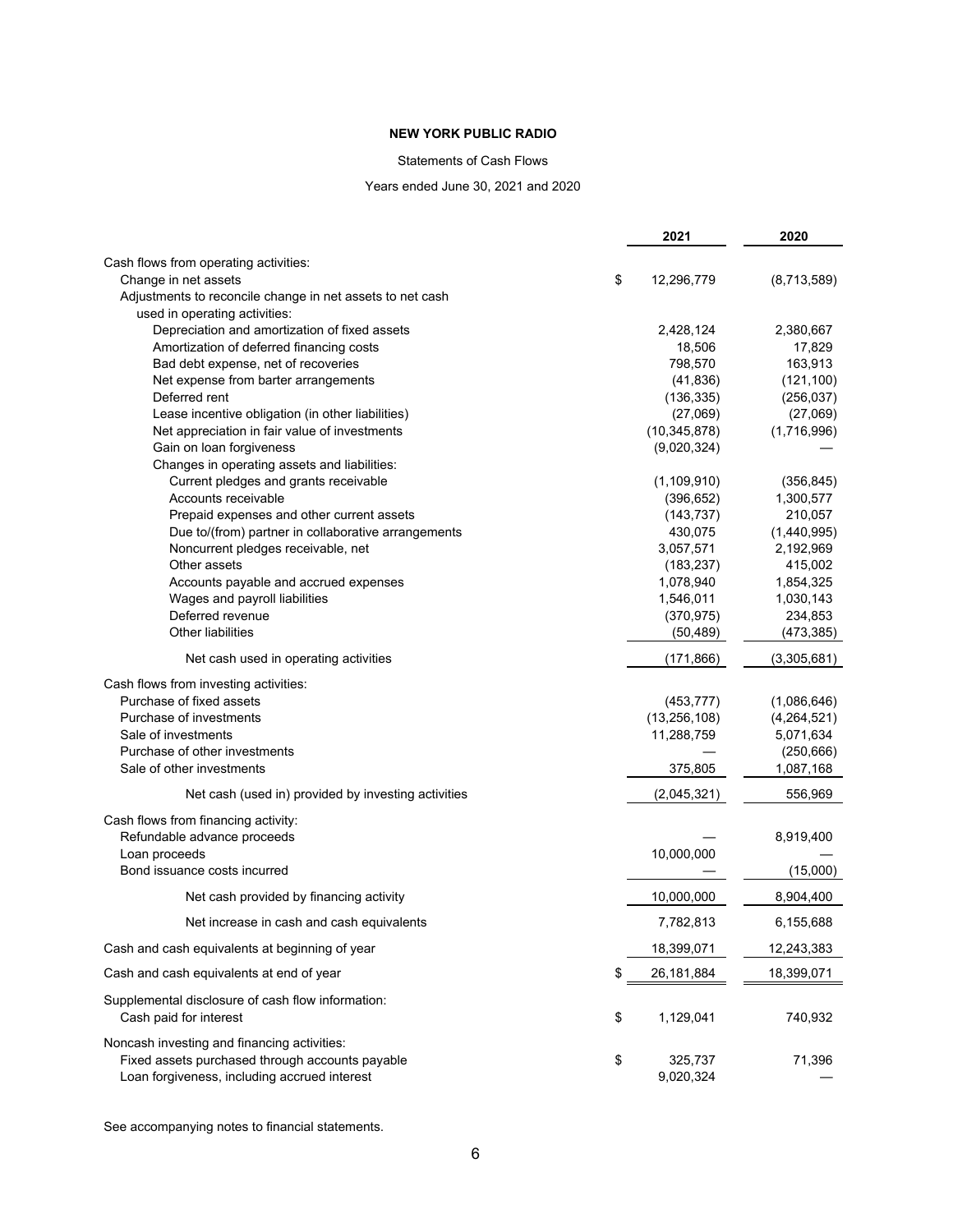**NEW YORK PUBLIC RADIO**

Statements of Cash Flows

Years ended June 30, 2021 and 2020

| | 2021 | 2020 |
|---|---|---|
| Cash flows from operating activities: | | |
| Change in net assets | $ 12,296,779 | (8,713,589) |
| Adjustments to reconcile change in net assets to net cash used in operating activities: | | |
| Depreciation and amortization of fixed assets | 2,428,124 | 2,380,667 |
| Amortization of deferred financing costs | 18,506 | 17,829 |
| Bad debt expense, net of recoveries | 798,570 | 163,913 |
| Net expense from barter arrangements | (41,836) | (121,100) |
| Deferred rent | (136,335) | (256,037) |
| Lease incentive obligation (in other liabilities) | (27,069) | (27,069) |
| Net appreciation in fair value of investments | (10,345,878) | (1,716,996) |
| Gain on loan forgiveness | (9,020,324) | — |
| Changes in operating assets and liabilities: | | |
| Current pledges and grants receivable | (1,109,910) | (356,845) |
| Accounts receivable | (396,652) | 1,300,577 |
| Prepaid expenses and other current assets | (143,737) | 210,057 |
| Due to/(from) partner in collaborative arrangements | 430,075 | (1,440,995) |
| Noncurrent pledges receivable, net | 3,057,571 | 2,192,969 |
| Other assets | (183,237) | 415,002 |
| Accounts payable and accrued expenses | 1,078,940 | 1,854,325 |
| Wages and payroll liabilities | 1,546,011 | 1,030,143 |
| Deferred revenue | (370,975) | 234,853 |
| Other liabilities | (50,489) | (473,385) |
| Net cash used in operating activities | (171,866) | (3,305,681) |
| Cash flows from investing activities: | | |
| Purchase of fixed assets | (453,777) | (1,086,646) |
| Purchase of investments | (13,256,108) | (4,264,521) |
| Sale of investments | 11,288,759 | 5,071,634 |
| Purchase of other investments | — | (250,666) |
| Sale of other investments | 375,805 | 1,087,168 |
| Net cash (used in) provided by investing activities | (2,045,321) | 556,969 |
| Cash flows from financing activity: | | |
| Refundable advance proceeds | — | 8,919,400 |
| Loan proceeds | 10,000,000 | — |
| Bond issuance costs incurred | — | (15,000) |
| Net cash provided by financing activity | 10,000,000 | 8,904,400 |
| Net increase in cash and cash equivalents | 7,782,813 | 6,155,688 |
| Cash and cash equivalents at beginning of year | 18,399,071 | 12,243,383 |
| Cash and cash equivalents at end of year | $ 26,181,884 | 18,399,071 |
| Supplemental disclosure of cash flow information: | | |
| Cash paid for interest | $ 1,129,041 | 740,932 |
| Noncash investing and financing activities: | | |
| Fixed assets purchased through accounts payable | $ 325,737 | 71,396 |
| Loan forgiveness, including accrued interest | 9,020,324 | — |

See accompanying notes to financial statements.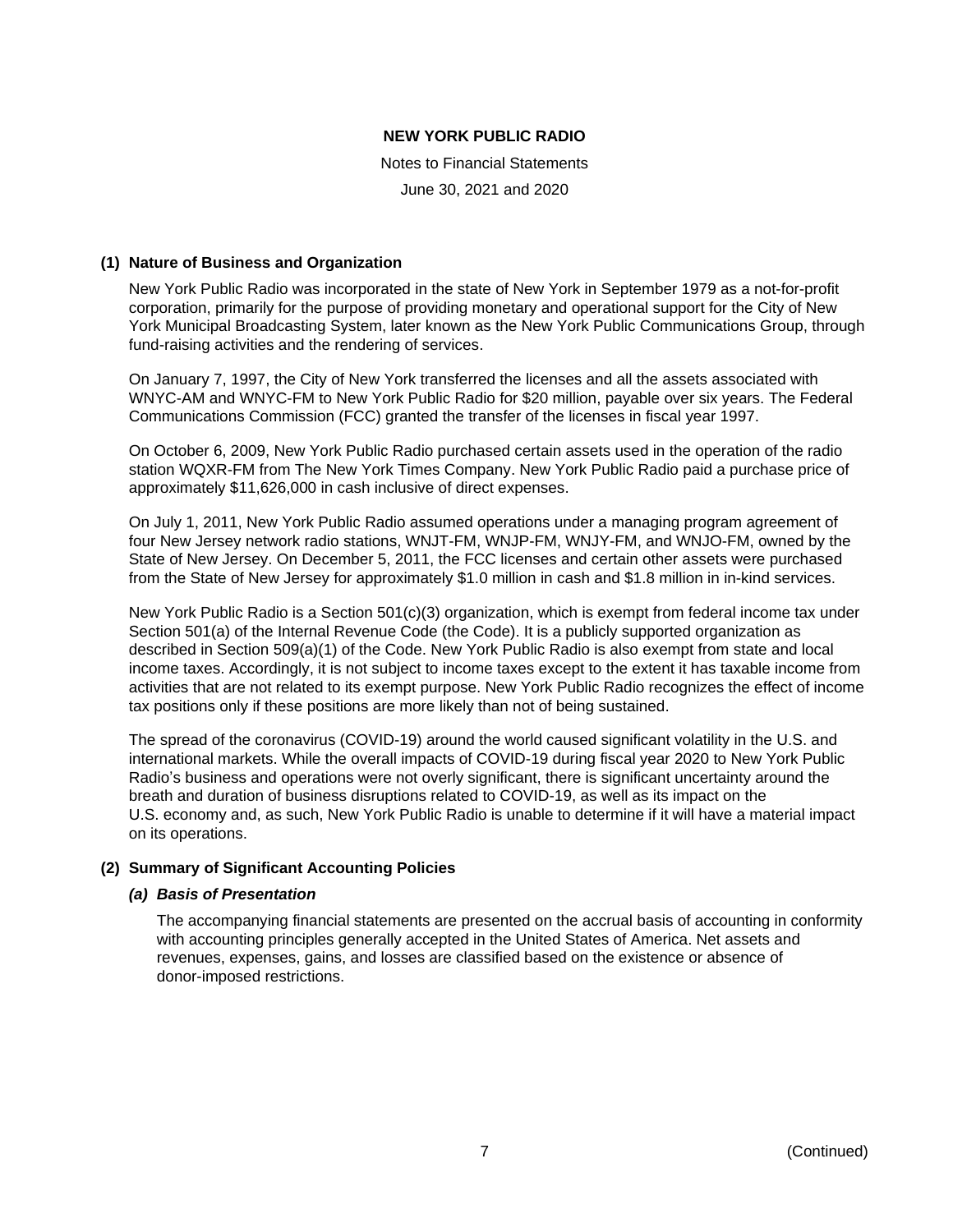# NEW YORK PUBLIC RADIO

Notes to Financial Statements

June 30, 2021 and 2020

## (1) Nature of Business and Organization

New York Public Radio was incorporated in the state of New York in September 1979 as a not-for-profit corporation, primarily for the purpose of providing monetary and operational support for the City of New York Municipal Broadcasting System, later known as the New York Public Communications Group, through fund-raising activities and the rendering of services.

On January 7, 1997, the City of New York transferred the licenses and all the assets associated with WNYC-AM and WNYC-FM to New York Public Radio for $20 million, payable over six years. The Federal Communications Commission (FCC) granted the transfer of the licenses in fiscal year 1997.

On October 6, 2009, New York Public Radio purchased certain assets used in the operation of the radio station WQXR-FM from The New York Times Company. New York Public Radio paid a purchase price of approximately $11,626,000 in cash inclusive of direct expenses.

On July 1, 2011, New York Public Radio assumed operations under a managing program agreement of four New Jersey network radio stations, WNJT-FM, WNJP-FM, WNJY-FM, and WNJO-FM, owned by the State of New Jersey. On December 5, 2011, the FCC licenses and certain other assets were purchased from the State of New Jersey for approximately $1.0 million in cash and $1.8 million in in-kind services.

New York Public Radio is a Section 501(c)(3) organization, which is exempt from federal income tax under Section 501(a) of the Internal Revenue Code (the Code). It is a publicly supported organization as described in Section 509(a)(1) of the Code. New York Public Radio is also exempt from state and local income taxes. Accordingly, it is not subject to income taxes except to the extent it has taxable income from activities that are not related to its exempt purpose. New York Public Radio recognizes the effect of income tax positions only if these positions are more likely than not of being sustained.

The spread of the coronavirus (COVID-19) around the world caused significant volatility in the U.S. and international markets. While the overall impacts of COVID-19 during fiscal year 2020 to New York Public Radio's business and operations were not overly significant, there is significant uncertainty around the breath and duration of business disruptions related to COVID-19, as well as its impact on the U.S. economy and, as such, New York Public Radio is unable to determine if it will have a material impact on its operations.

## (2) Summary of Significant Accounting Policies

### *(a) Basis of Presentation*

The accompanying financial statements are presented on the accrual basis of accounting in conformity with accounting principles generally accepted in the United States of America. Net assets and revenues, expenses, gains, and losses are classified based on the existence or absence of donor-imposed restrictions.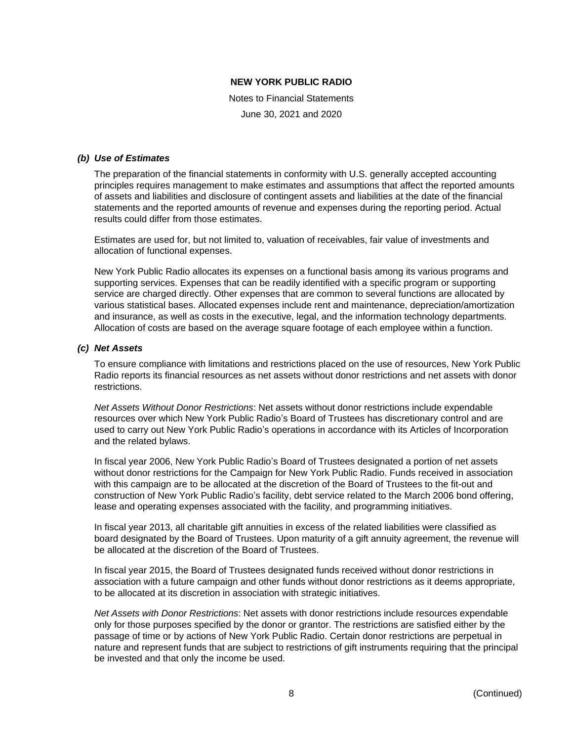### *(b) Use of Estimates*

The preparation of the financial statements in conformity with U.S. generally accepted accounting principles requires management to make estimates and assumptions that affect the reported amounts of assets and liabilities and disclosure of contingent assets and liabilities at the date of the financial statements and the reported amounts of revenue and expenses during the reporting period. Actual results could differ from those estimates.

Estimates are used for, but not limited to, valuation of receivables, fair value of investments and allocation of functional expenses.

New York Public Radio allocates its expenses on a functional basis among its various programs and supporting services. Expenses that can be readily identified with a specific program or supporting service are charged directly. Other expenses that are common to several functions are allocated by various statistical bases. Allocated expenses include rent and maintenance, depreciation/amortization and insurance, as well as costs in the executive, legal, and the information technology departments. Allocation of costs are based on the average square footage of each employee within a function.

### *(c) Net Assets*

To ensure compliance with limitations and restrictions placed on the use of resources, New York Public Radio reports its financial resources as net assets without donor restrictions and net assets with donor restrictions.

*Net Assets Without Donor Restrictions*: Net assets without donor restrictions include expendable resources over which New York Public Radio's Board of Trustees has discretionary control and are used to carry out New York Public Radio's operations in accordance with its Articles of Incorporation and the related bylaws.

In fiscal year 2006, New York Public Radio's Board of Trustees designated a portion of net assets without donor restrictions for the Campaign for New York Public Radio. Funds received in association with this campaign are to be allocated at the discretion of the Board of Trustees to the fit-out and construction of New York Public Radio's facility, debt service related to the March 2006 bond offering, lease and operating expenses associated with the facility, and programming initiatives.

In fiscal year 2013, all charitable gift annuities in excess of the related liabilities were classified as board designated by the Board of Trustees. Upon maturity of a gift annuity agreement, the revenue will be allocated at the discretion of the Board of Trustees.

In fiscal year 2015, the Board of Trustees designated funds received without donor restrictions in association with a future campaign and other funds without donor restrictions as it deems appropriate, to be allocated at its discretion in association with strategic initiatives.

*Net Assets with Donor Restrictions*: Net assets with donor restrictions include resources expendable only for those purposes specified by the donor or grantor. The restrictions are satisfied either by the passage of time or by actions of New York Public Radio. Certain donor restrictions are perpetual in nature and represent funds that are subject to restrictions of gift instruments requiring that the principal be invested and that only the income be used.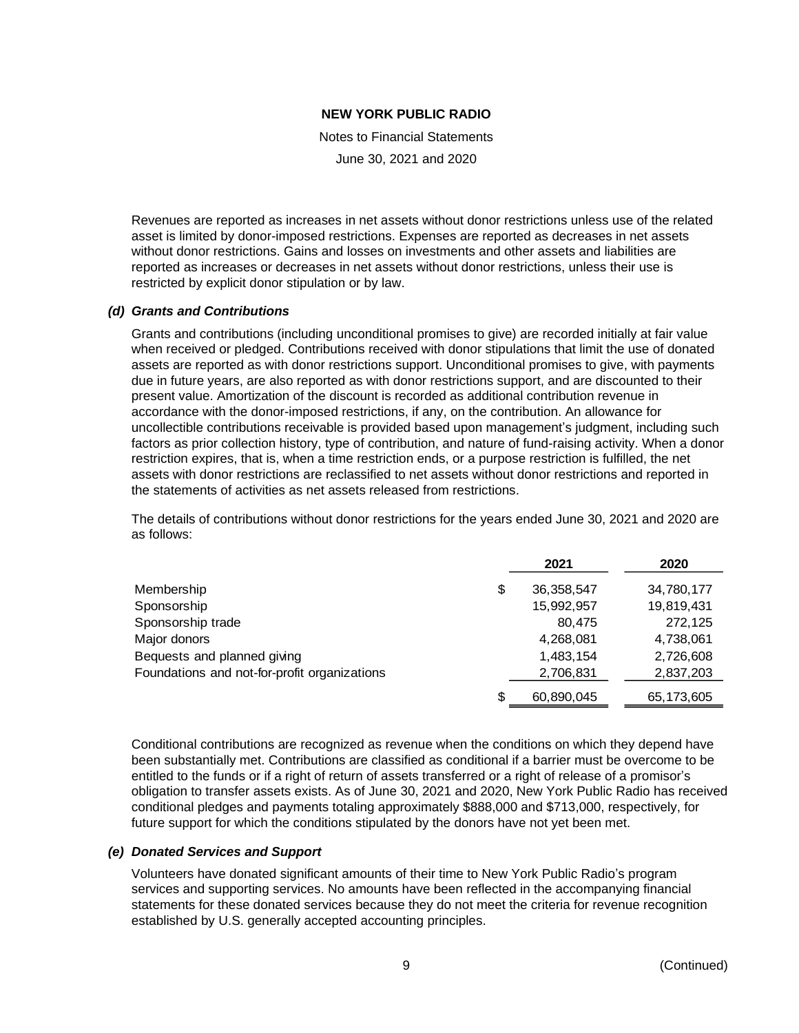Revenues are reported as increases in net assets without donor restrictions unless use of the related asset is limited by donor-imposed restrictions. Expenses are reported as decreases in net assets without donor restrictions. Gains and losses on investments and other assets and liabilities are reported as increases or decreases in net assets without donor restrictions, unless their use is restricted by explicit donor stipulation or by law.

### *(d) Grants and Contributions*

Grants and contributions (including unconditional promises to give) are recorded initially at fair value when received or pledged. Contributions received with donor stipulations that limit the use of donated assets are reported as with donor restrictions support. Unconditional promises to give, with payments due in future years, are also reported as with donor restrictions support, and are discounted to their present value. Amortization of the discount is recorded as additional contribution revenue in accordance with the donor-imposed restrictions, if any, on the contribution. An allowance for uncollectible contributions receivable is provided based upon management's judgment, including such factors as prior collection history, type of contribution, and nature of fund-raising activity. When a donor restriction expires, that is, when a time restriction ends, or a purpose restriction is fulfilled, the net assets with donor restrictions are reclassified to net assets without donor restrictions and reported in the statements of activities as net assets released from restrictions.

The details of contributions without donor restrictions for the years ended June 30, 2021 and 2020 are as follows:

| | 2021 | 2020 |
|---|---|---|
| Membership | $ 36,358,547 | 34,780,177 |
| Sponsorship | 15,992,957 | 19,819,431 |
| Sponsorship trade | 80,475 | 272,125 |
| Major donors | 4,268,081 | 4,738,061 |
| Bequests and planned giving | 1,483,154 | 2,726,608 |
| Foundations and not-for-profit organizations | 2,706,831 | 2,837,203 |
| | $ 60,890,045 | 65,173,605 |

Conditional contributions are recognized as revenue when the conditions on which they depend have been substantially met. Contributions are classified as conditional if a barrier must be overcome to be entitled to the funds or if a right of return of assets transferred or a right of release of a promisor's obligation to transfer assets exists. As of June 30, 2021 and 2020, New York Public Radio has received conditional pledges and payments totaling approximately $888,000 and $713,000, respectively, for future support for which the conditions stipulated by the donors have not yet been met.

### *(e) Donated Services and Support*

Volunteers have donated significant amounts of their time to New York Public Radio's program services and supporting services. No amounts have been reflected in the accompanying financial statements for these donated services because they do not meet the criteria for revenue recognition established by U.S. generally accepted accounting principles.

(Continued)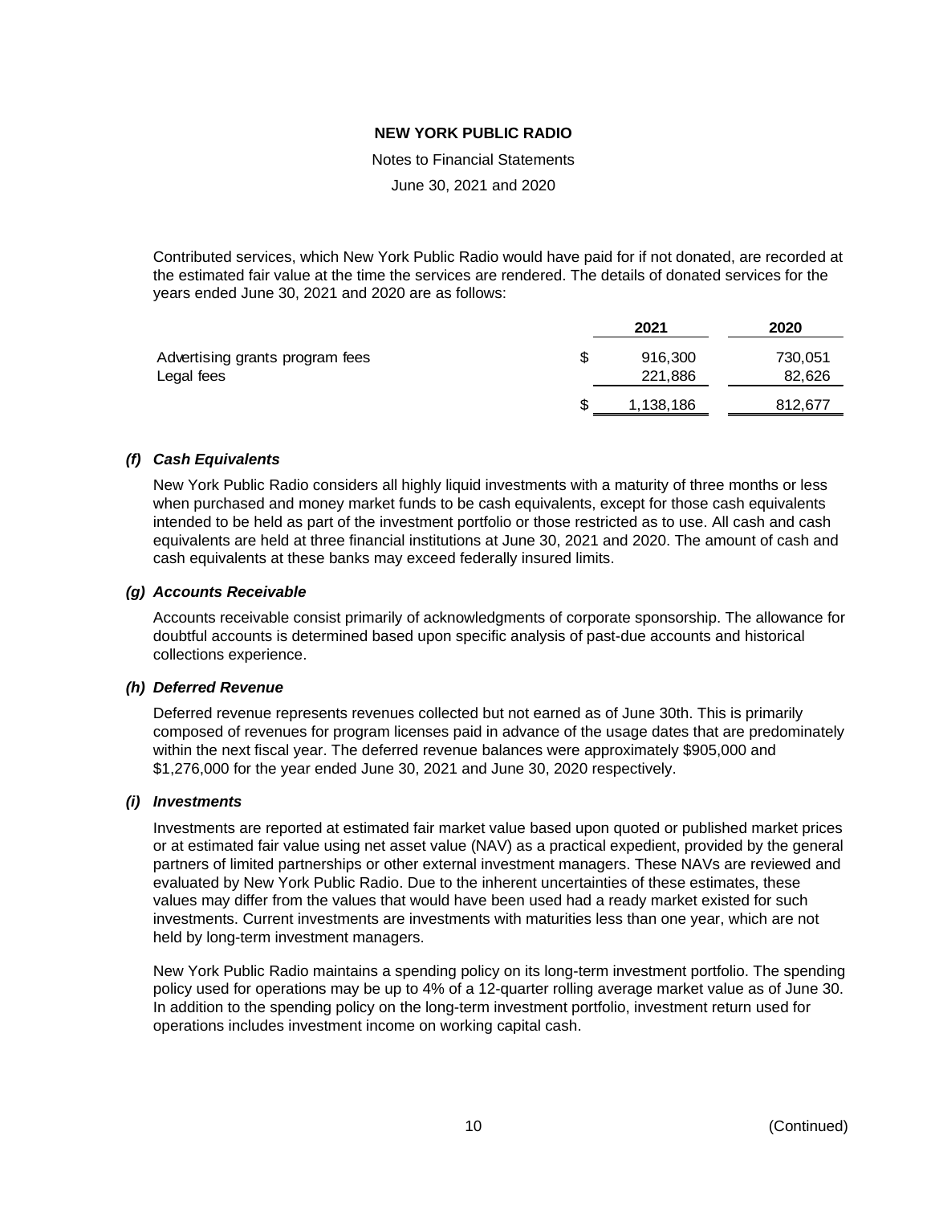Contributed services, which New York Public Radio would have paid for if not donated, are recorded at the estimated fair value at the time the services are rendered. The details of donated services for the years ended June 30, 2021 and 2020 are as follows:

| | | 2021 | 2020 |
|---|---|---|---|
| Advertising grants program fees | $ | 916,300 | 730,051 |
| Legal fees | | 221,886 | 82,626 |
| | $ | 1,138,186 | 812,677 |

### *(f) Cash Equivalents*

New York Public Radio considers all highly liquid investments with a maturity of three months or less when purchased and money market funds to be cash equivalents, except for those cash equivalents intended to be held as part of the investment portfolio or those restricted as to use. All cash and cash equivalents are held at three financial institutions at June 30, 2021 and 2020. The amount of cash and cash equivalents at these banks may exceed federally insured limits.

### *(g) Accounts Receivable*

Accounts receivable consist primarily of acknowledgments of corporate sponsorship. The allowance for doubtful accounts is determined based upon specific analysis of past-due accounts and historical collections experience.

### *(h) Deferred Revenue*

Deferred revenue represents revenues collected but not earned as of June 30th. This is primarily composed of revenues for program licenses paid in advance of the usage dates that are predominately within the next fiscal year. The deferred revenue balances were approximately $905,000 and $1,276,000 for the year ended June 30, 2021 and June 30, 2020 respectively.

### *(i) Investments*

Investments are reported at estimated fair market value based upon quoted or published market prices or at estimated fair value using net asset value (NAV) as a practical expedient, provided by the general partners of limited partnerships or other external investment managers. These NAVs are reviewed and evaluated by New York Public Radio. Due to the inherent uncertainties of these estimates, these values may differ from the values that would have been used had a ready market existed for such investments. Current investments are investments with maturities less than one year, which are not held by long-term investment managers.

New York Public Radio maintains a spending policy on its long-term investment portfolio. The spending policy used for operations may be up to 4% of a 12-quarter rolling average market value as of June 30. In addition to the spending policy on the long-term investment portfolio, investment return used for operations includes investment income on working capital cash.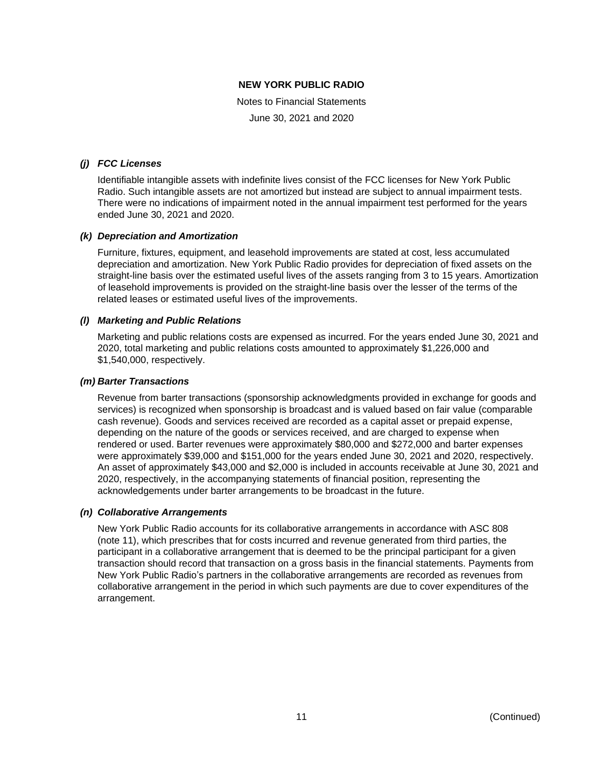#### *(j) FCC Licenses*

Identifiable intangible assets with indefinite lives consist of the FCC licenses for New York Public Radio. Such intangible assets are not amortized but instead are subject to annual impairment tests. There were no indications of impairment noted in the annual impairment test performed for the years ended June 30, 2021 and 2020.

#### *(k) Depreciation and Amortization*

Furniture, fixtures, equipment, and leasehold improvements are stated at cost, less accumulated depreciation and amortization. New York Public Radio provides for depreciation of fixed assets on the straight-line basis over the estimated useful lives of the assets ranging from 3 to 15 years. Amortization of leasehold improvements is provided on the straight-line basis over the lesser of the terms of the related leases or estimated useful lives of the improvements.

#### *(l) Marketing and Public Relations*

Marketing and public relations costs are expensed as incurred. For the years ended June 30, 2021 and 2020, total marketing and public relations costs amounted to approximately $1,226,000 and $1,540,000, respectively.

#### *(m) Barter Transactions*

Revenue from barter transactions (sponsorship acknowledgments provided in exchange for goods and services) is recognized when sponsorship is broadcast and is valued based on fair value (comparable cash revenue). Goods and services received are recorded as a capital asset or prepaid expense, depending on the nature of the goods or services received, and are charged to expense when rendered or used. Barter revenues were approximately $80,000 and $272,000 and barter expenses were approximately $39,000 and $151,000 for the years ended June 30, 2021 and 2020, respectively. An asset of approximately $43,000 and $2,000 is included in accounts receivable at June 30, 2021 and 2020, respectively, in the accompanying statements of financial position, representing the acknowledgements under barter arrangements to be broadcast in the future.

#### *(n) Collaborative Arrangements*

New York Public Radio accounts for its collaborative arrangements in accordance with ASC 808 (note 11), which prescribes that for costs incurred and revenue generated from third parties, the participant in a collaborative arrangement that is deemed to be the principal participant for a given transaction should record that transaction on a gross basis in the financial statements. Payments from New York Public Radio's partners in the collaborative arrangements are recorded as revenues from collaborative arrangement in the period in which such payments are due to cover expenditures of the arrangement.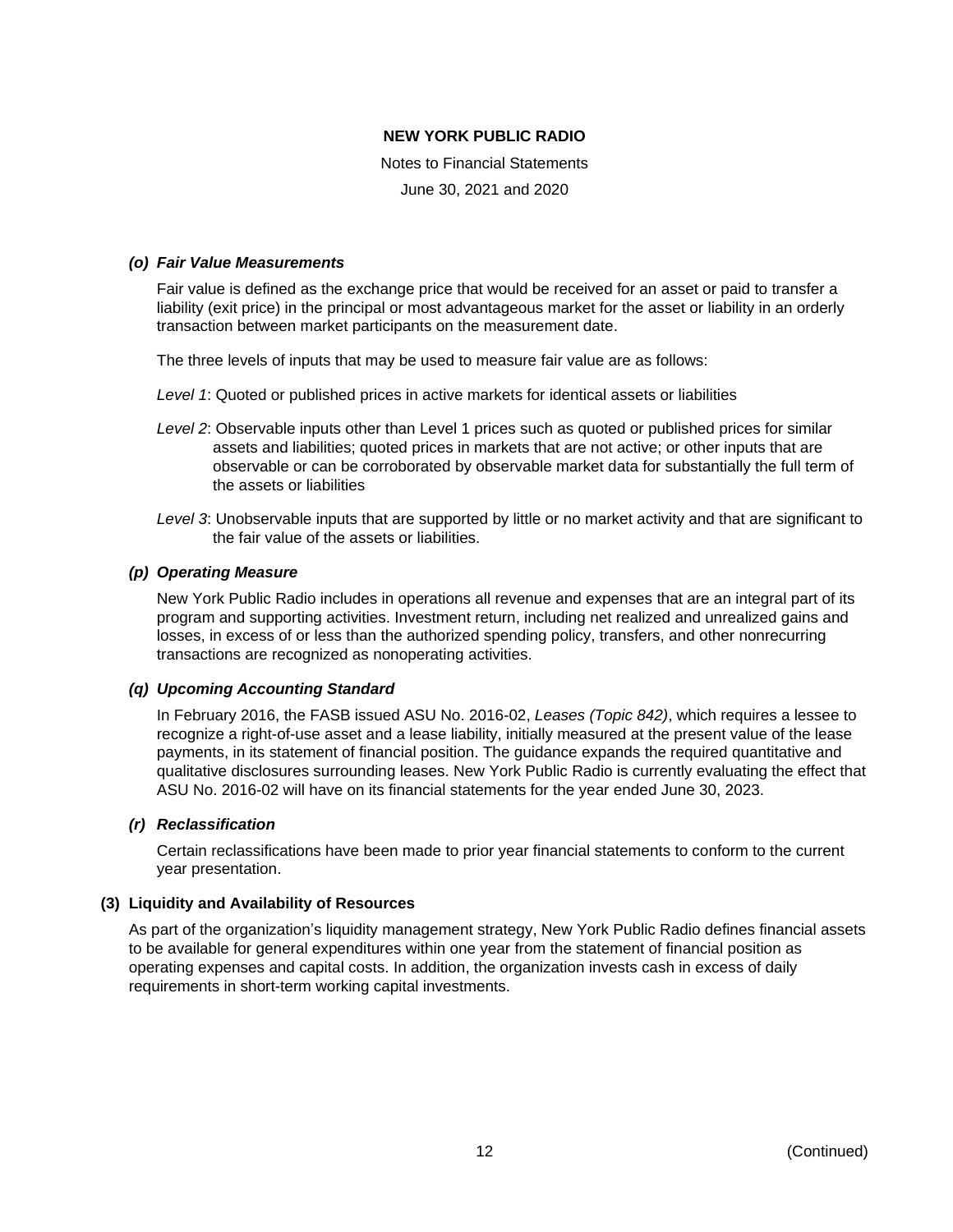#### *(o) Fair Value Measurements*

Fair value is defined as the exchange price that would be received for an asset or paid to transfer a liability (exit price) in the principal or most advantageous market for the asset or liability in an orderly transaction between market participants on the measurement date.

The three levels of inputs that may be used to measure fair value are as follows:

*Level 1*: Quoted or published prices in active markets for identical assets or liabilities

*Level 2*: Observable inputs other than Level 1 prices such as quoted or published prices for similar assets and liabilities; quoted prices in markets that are not active; or other inputs that are observable or can be corroborated by observable market data for substantially the full term of the assets or liabilities

*Level 3*: Unobservable inputs that are supported by little or no market activity and that are significant to the fair value of the assets or liabilities.

#### *(p) Operating Measure*

New York Public Radio includes in operations all revenue and expenses that are an integral part of its program and supporting activities. Investment return, including net realized and unrealized gains and losses, in excess of or less than the authorized spending policy, transfers, and other nonrecurring transactions are recognized as nonoperating activities.

#### *(q) Upcoming Accounting Standard*

In February 2016, the FASB issued ASU No. 2016-02, *Leases (Topic 842)*, which requires a lessee to recognize a right-of-use asset and a lease liability, initially measured at the present value of the lease payments, in its statement of financial position. The guidance expands the required quantitative and qualitative disclosures surrounding leases. New York Public Radio is currently evaluating the effect that ASU No. 2016-02 will have on its financial statements for the year ended June 30, 2023.

#### *(r) Reclassification*

Certain reclassifications have been made to prior year financial statements to conform to the current year presentation.

### (3) Liquidity and Availability of Resources

As part of the organization's liquidity management strategy, New York Public Radio defines financial assets to be available for general expenditures within one year from the statement of financial position as operating expenses and capital costs. In addition, the organization invests cash in excess of daily requirements in short-term working capital investments.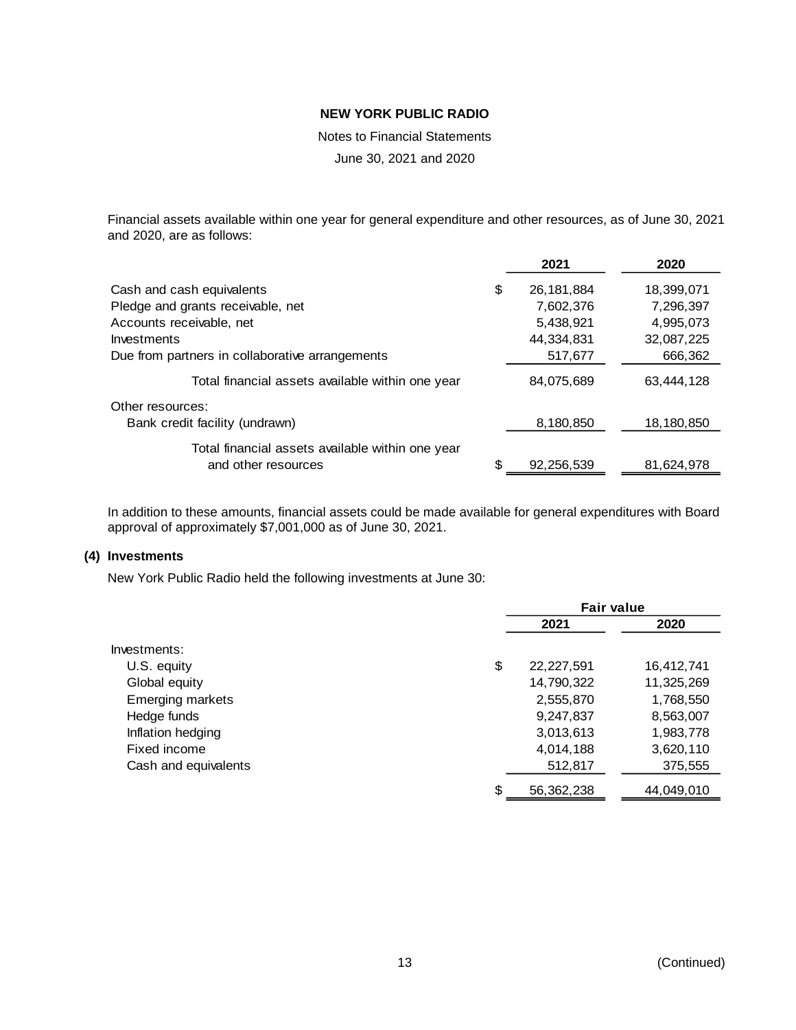Financial assets available within one year for general expenditure and other resources, as of June 30, 2021 and 2020, are as follows:

| | 2021 | 2020 |
|---|---|---|
| Cash and cash equivalents | $ 26,181,884 | 18,399,071 |
| Pledge and grants receivable, net | 7,602,376 | 7,296,397 |
| Accounts receivable, net | 5,438,921 | 4,995,073 |
| Investments | 44,334,831 | 32,087,225 |
| Due from partners in collaborative arrangements | 517,677 | 666,362 |
| Total financial assets available within one year | 84,075,689 | 63,444,128 |
| Other resources: | | |
| Bank credit facility (undrawn) | 8,180,850 | 18,180,850 |
| Total financial assets available within one year and other resources | $ 92,256,539 | 81,624,978 |

In addition to these amounts, financial assets could be made available for general expenditures with Board approval of approximately $7,001,000 as of June 30, 2021.

## (4) Investments

New York Public Radio held the following investments at June 30:

| | Fair value | |
|---|---|---|
| | 2021 | 2020 |
| Investments: | | |
| U.S. equity | $ 22,227,591 | 16,412,741 |
| Global equity | 14,790,322 | 11,325,269 |
| Emerging markets | 2,555,870 | 1,768,550 |
| Hedge funds | 9,247,837 | 8,563,007 |
| Inflation hedging | 3,013,613 | 1,983,778 |
| Fixed income | 4,014,188 | 3,620,110 |
| Cash and equivalents | 512,817 | 375,555 |
| | $ 56,362,238 | 44,049,010 |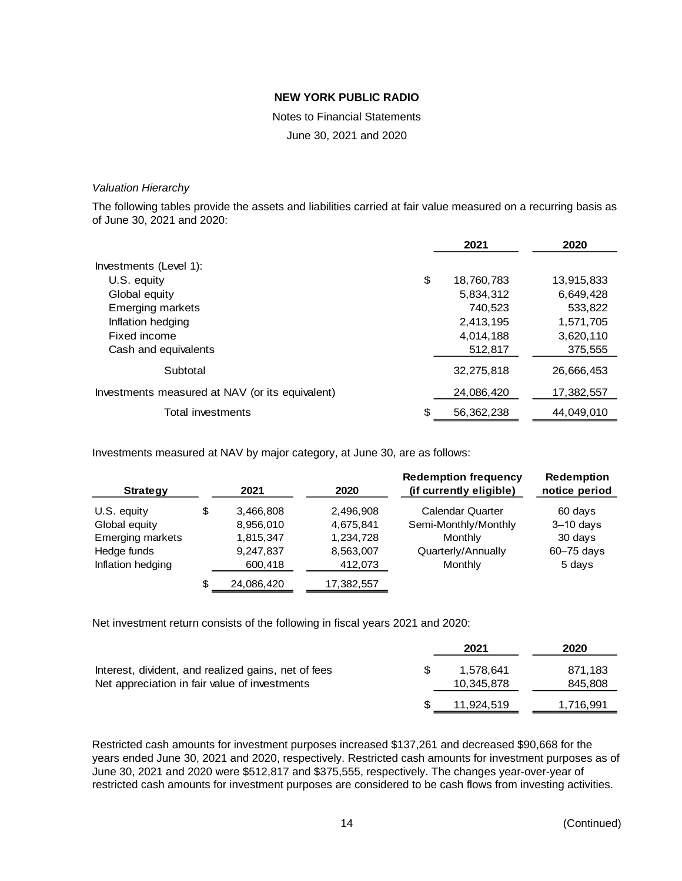*Valuation Hierarchy*

The following tables provide the assets and liabilities carried at fair value measured on a recurring basis as of June 30, 2021 and 2020:

| | 2021 | 2020 |
|---|---|---|
| Investments (Level 1): | | |
| U.S. equity | $ 18,760,783 | 13,915,833 |
| Global equity | 5,834,312 | 6,649,428 |
| Emerging markets | 740,523 | 533,822 |
| Inflation hedging | 2,413,195 | 1,571,705 |
| Fixed income | 4,014,188 | 3,620,110 |
| Cash and equivalents | 512,817 | 375,555 |
| Subtotal | 32,275,818 | 26,666,453 |
| Investments measured at NAV (or its equivalent) | 24,086,420 | 17,382,557 |
| Total investments | $ 56,362,238 | 44,049,010 |

Investments measured at NAV by major category, at June 30, are as follows:

| Strategy | 2021 | 2020 | Redemption frequency (if currently eligible) | Redemption notice period |
|---|---|---|---|---|
| U.S. equity | $ 3,466,808 | 2,496,908 | Calendar Quarter | 60 days |
| Global equity | 8,956,010 | 4,675,841 | Semi-Monthly/Monthly | 3–10 days |
| Emerging markets | 1,815,347 | 1,234,728 | Monthly | 30 days |
| Hedge funds | 9,247,837 | 8,563,007 | Quarterly/Annually | 60–75 days |
| Inflation hedging | 600,418 | 412,073 | Monthly | 5 days |
| | $ 24,086,420 | 17,382,557 | | |

Net investment return consists of the following in fiscal years 2021 and 2020:

| | 2021 | 2020 |
|---|---|---|
| Interest, divident, and realized gains, net of fees | $ 1,578,641 | 871,183 |
| Net appreciation in fair value of investments | 10,345,878 | 845,808 |
| | $ 11,924,519 | 1,716,991 |

Restricted cash amounts for investment purposes increased $137,261 and decreased $90,668 for the years ended June 30, 2021 and 2020, respectively. Restricted cash amounts for investment purposes as of June 30, 2021 and 2020 were $512,817 and $375,555, respectively. The changes year-over-year of restricted cash amounts for investment purposes are considered to be cash flows from investing activities.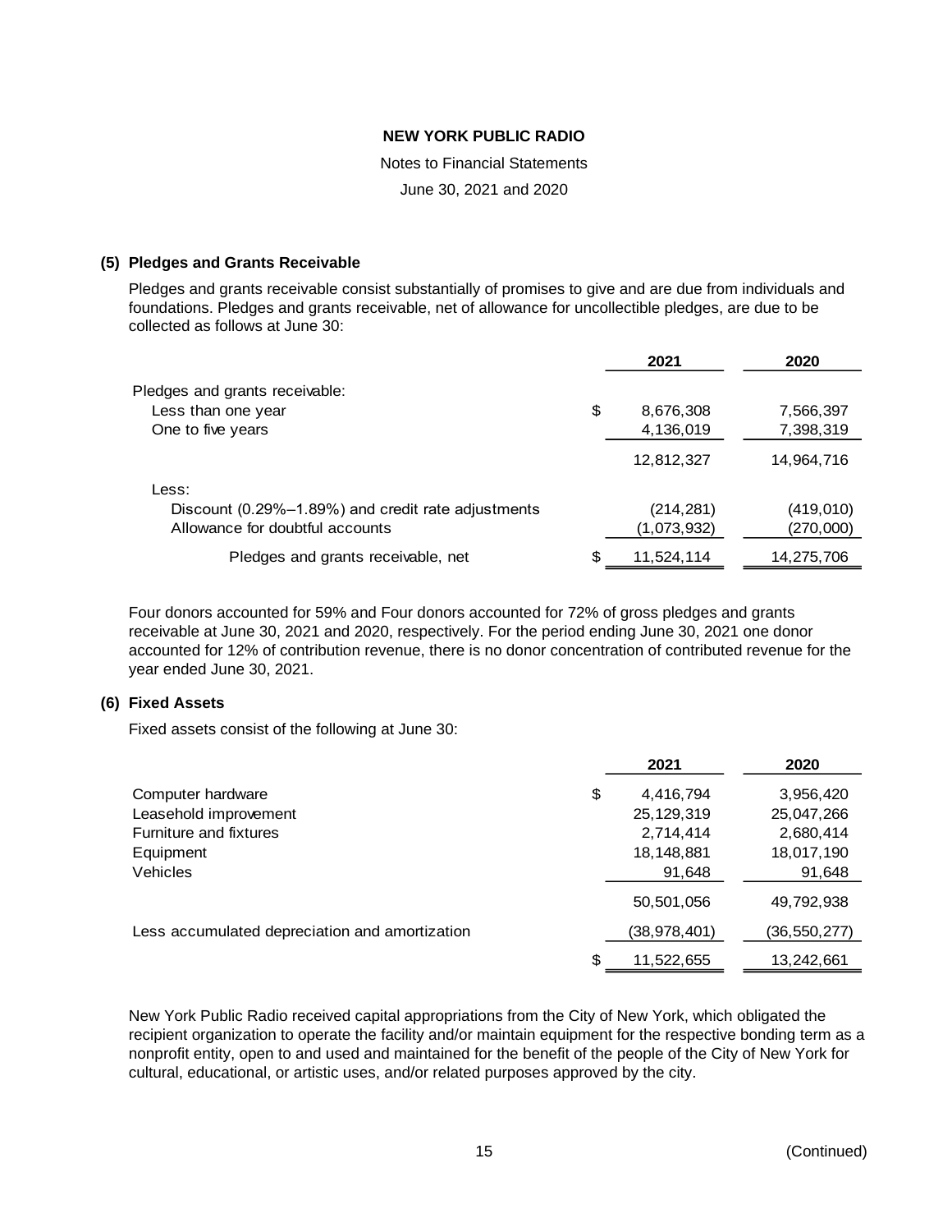NEW YORK PUBLIC RADIO

Notes to Financial Statements

June 30, 2021 and 2020

### (5) Pledges and Grants Receivable

Pledges and grants receivable consist substantially of promises to give and are due from individuals and foundations. Pledges and grants receivable, net of allowance for uncollectible pledges, are due to be collected as follows at June 30:

| | 2021 | 2020 |
|---|---|---|
| Pledges and grants receivable: | | |
| Less than one year | $ 8,676,308 | 7,566,397 |
| One to five years | 4,136,019 | 7,398,319 |
| | 12,812,327 | 14,964,716 |
| Less: | | |
| Discount (0.29%–1.89%) and credit rate adjustments | (214,281) | (419,010) |
| Allowance for doubtful accounts | (1,073,932) | (270,000) |
| Pledges and grants receivable, net | $ 11,524,114 | 14,275,706 |

Four donors accounted for 59% and Four donors accounted for 72% of gross pledges and grants receivable at June 30, 2021 and 2020, respectively. For the period ending June 30, 2021 one donor accounted for 12% of contribution revenue, there is no donor concentration of contributed revenue for the year ended June 30, 2021.

### (6) Fixed Assets

Fixed assets consist of the following at June 30:

| | 2021 | 2020 |
|---|---|---|
| Computer hardware | $ 4,416,794 | 3,956,420 |
| Leasehold improvement | 25,129,319 | 25,047,266 |
| Furniture and fixtures | 2,714,414 | 2,680,414 |
| Equipment | 18,148,881 | 18,017,190 |
| Vehicles | 91,648 | 91,648 |
| | 50,501,056 | 49,792,938 |
| Less accumulated depreciation and amortization | (38,978,401) | (36,550,277) |
| | $ 11,522,655 | 13,242,661 |

New York Public Radio received capital appropriations from the City of New York, which obligated the recipient organization to operate the facility and/or maintain equipment for the respective bonding term as a nonprofit entity, open to and used and maintained for the benefit of the people of the City of New York for cultural, educational, or artistic uses, and/or related purposes approved by the city.

(Continued)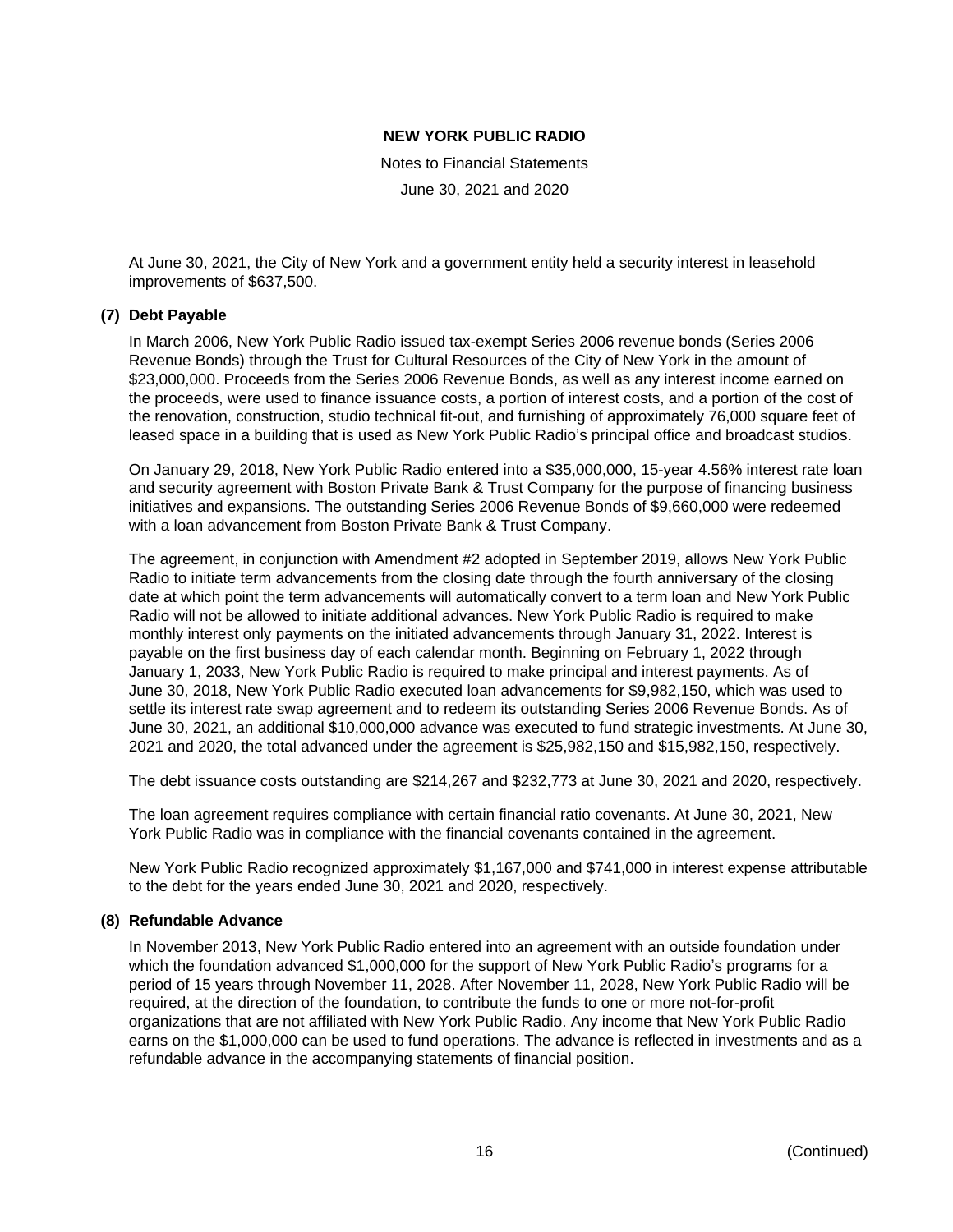At June 30, 2021, the City of New York and a government entity held a security interest in leasehold improvements of $637,500.

## (7) Debt Payable

In March 2006, New York Public Radio issued tax-exempt Series 2006 revenue bonds (Series 2006 Revenue Bonds) through the Trust for Cultural Resources of the City of New York in the amount of $23,000,000. Proceeds from the Series 2006 Revenue Bonds, as well as any interest income earned on the proceeds, were used to finance issuance costs, a portion of interest costs, and a portion of the cost of the renovation, construction, studio technical fit-out, and furnishing of approximately 76,000 square feet of leased space in a building that is used as New York Public Radio's principal office and broadcast studios.

On January 29, 2018, New York Public Radio entered into a $35,000,000, 15-year 4.56% interest rate loan and security agreement with Boston Private Bank & Trust Company for the purpose of financing business initiatives and expansions. The outstanding Series 2006 Revenue Bonds of $9,660,000 were redeemed with a loan advancement from Boston Private Bank & Trust Company.

The agreement, in conjunction with Amendment #2 adopted in September 2019, allows New York Public Radio to initiate term advancements from the closing date through the fourth anniversary of the closing date at which point the term advancements will automatically convert to a term loan and New York Public Radio will not be allowed to initiate additional advances. New York Public Radio is required to make monthly interest only payments on the initiated advancements through January 31, 2022. Interest is payable on the first business day of each calendar month. Beginning on February 1, 2022 through January 1, 2033, New York Public Radio is required to make principal and interest payments. As of June 30, 2018, New York Public Radio executed loan advancements for $9,982,150, which was used to settle its interest rate swap agreement and to redeem its outstanding Series 2006 Revenue Bonds. As of June 30, 2021, an additional $10,000,000 advance was executed to fund strategic investments. At June 30, 2021 and 2020, the total advanced under the agreement is $25,982,150 and $15,982,150, respectively.

The debt issuance costs outstanding are $214,267 and $232,773 at June 30, 2021 and 2020, respectively.

The loan agreement requires compliance with certain financial ratio covenants. At June 30, 2021, New York Public Radio was in compliance with the financial covenants contained in the agreement.

New York Public Radio recognized approximately $1,167,000 and $741,000 in interest expense attributable to the debt for the years ended June 30, 2021 and 2020, respectively.

## (8) Refundable Advance

In November 2013, New York Public Radio entered into an agreement with an outside foundation under which the foundation advanced $1,000,000 for the support of New York Public Radio's programs for a period of 15 years through November 11, 2028. After November 11, 2028, New York Public Radio will be required, at the direction of the foundation, to contribute the funds to one or more not-for-profit organizations that are not affiliated with New York Public Radio. Any income that New York Public Radio earns on the $1,000,000 can be used to fund operations. The advance is reflected in investments and as a refundable advance in the accompanying statements of financial position.

(Continued)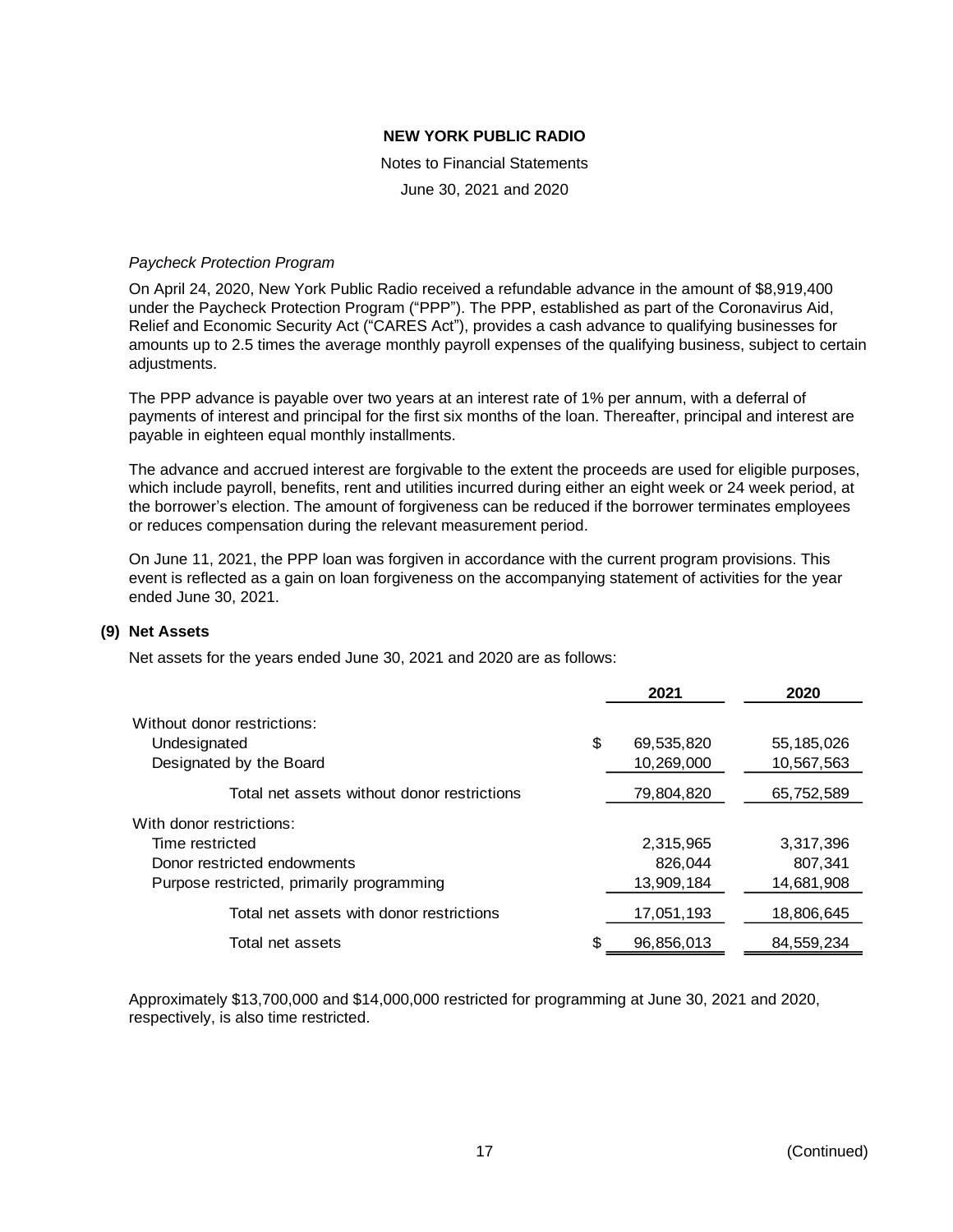*Paycheck Protection Program*

On April 24, 2020, New York Public Radio received a refundable advance in the amount of $8,919,400 under the Paycheck Protection Program ("PPP"). The PPP, established as part of the Coronavirus Aid, Relief and Economic Security Act ("CARES Act"), provides a cash advance to qualifying businesses for amounts up to 2.5 times the average monthly payroll expenses of the qualifying business, subject to certain adjustments.

The PPP advance is payable over two years at an interest rate of 1% per annum, with a deferral of payments of interest and principal for the first six months of the loan. Thereafter, principal and interest are payable in eighteen equal monthly installments.

The advance and accrued interest are forgivable to the extent the proceeds are used for eligible purposes, which include payroll, benefits, rent and utilities incurred during either an eight week or 24 week period, at the borrower's election. The amount of forgiveness can be reduced if the borrower terminates employees or reduces compensation during the relevant measurement period.

On June 11, 2021, the PPP loan was forgiven in accordance with the current program provisions. This event is reflected as a gain on loan forgiveness on the accompanying statement of activities for the year ended June 30, 2021.

## (9) Net Assets

Net assets for the years ended June 30, 2021 and 2020 are as follows:

| | 2021 | 2020 |
|---|---|---|
| Without donor restrictions: | | |
| Undesignated | $ 69,535,820 | 55,185,026 |
| Designated by the Board | 10,269,000 | 10,567,563 |
| Total net assets without donor restrictions | 79,804,820 | 65,752,589 |
| With donor restrictions: | | |
| Time restricted | 2,315,965 | 3,317,396 |
| Donor restricted endowments | 826,044 | 807,341 |
| Purpose restricted, primarily programming | 13,909,184 | 14,681,908 |
| Total net assets with donor restrictions | 17,051,193 | 18,806,645 |
| Total net assets | $ 96,856,013 | 84,559,234 |

Approximately $13,700,000 and $14,000,000 restricted for programming at June 30, 2021 and 2020, respectively, is also time restricted.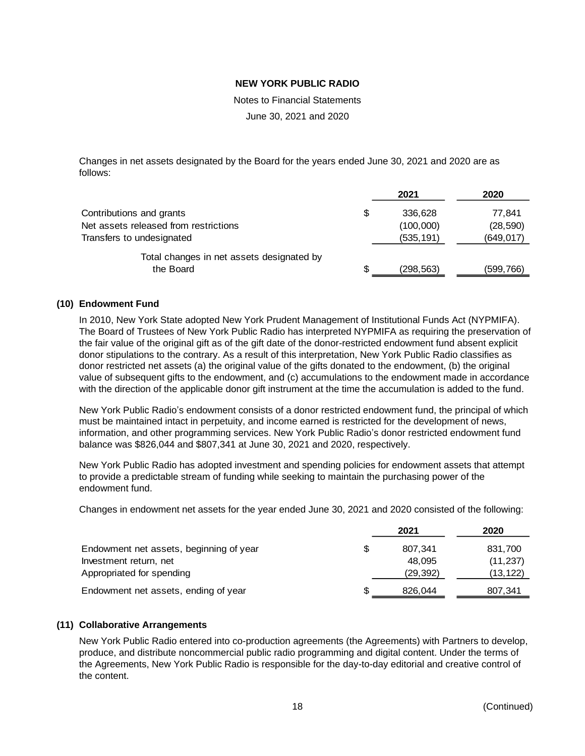Changes in net assets designated by the Board for the years ended June 30, 2021 and 2020 are as follows:

| | 2021 | 2020 |
|---|---|---|
| Contributions and grants | $ 336,628 | 77,841 |
| Net assets released from restrictions | (100,000) | (28,590) |
| Transfers to undesignated | (535,191) | (649,017) |
| Total changes in net assets designated by the Board | $ (298,563) | (599,766) |

## (10) Endowment Fund

In 2010, New York State adopted New York Prudent Management of Institutional Funds Act (NYPMIFA). The Board of Trustees of New York Public Radio has interpreted NYPMIFA as requiring the preservation of the fair value of the original gift as of the gift date of the donor-restricted endowment fund absent explicit donor stipulations to the contrary. As a result of this interpretation, New York Public Radio classifies as donor restricted net assets (a) the original value of the gifts donated to the endowment, (b) the original value of subsequent gifts to the endowment, and (c) accumulations to the endowment made in accordance with the direction of the applicable donor gift instrument at the time the accumulation is added to the fund.

New York Public Radio's endowment consists of a donor restricted endowment fund, the principal of which must be maintained intact in perpetuity, and income earned is restricted for the development of news, information, and other programming services. New York Public Radio's donor restricted endowment fund balance was $826,044 and $807,341 at June 30, 2021 and 2020, respectively.

New York Public Radio has adopted investment and spending policies for endowment assets that attempt to provide a predictable stream of funding while seeking to maintain the purchasing power of the endowment fund.

Changes in endowment net assets for the year ended June 30, 2021 and 2020 consisted of the following:

| | 2021 | 2020 |
|---|---|---|
| Endowment net assets, beginning of year | $ 807,341 | 831,700 |
| Investment return, net | 48,095 | (11,237) |
| Appropriated for spending | (29,392) | (13,122) |
| Endowment net assets, ending of year | $ 826,044 | 807,341 |

## (11) Collaborative Arrangements

New York Public Radio entered into co-production agreements (the Agreements) with Partners to develop, produce, and distribute noncommercial public radio programming and digital content. Under the terms of the Agreements, New York Public Radio is responsible for the day-to-day editorial and creative control of the content.

(Continued)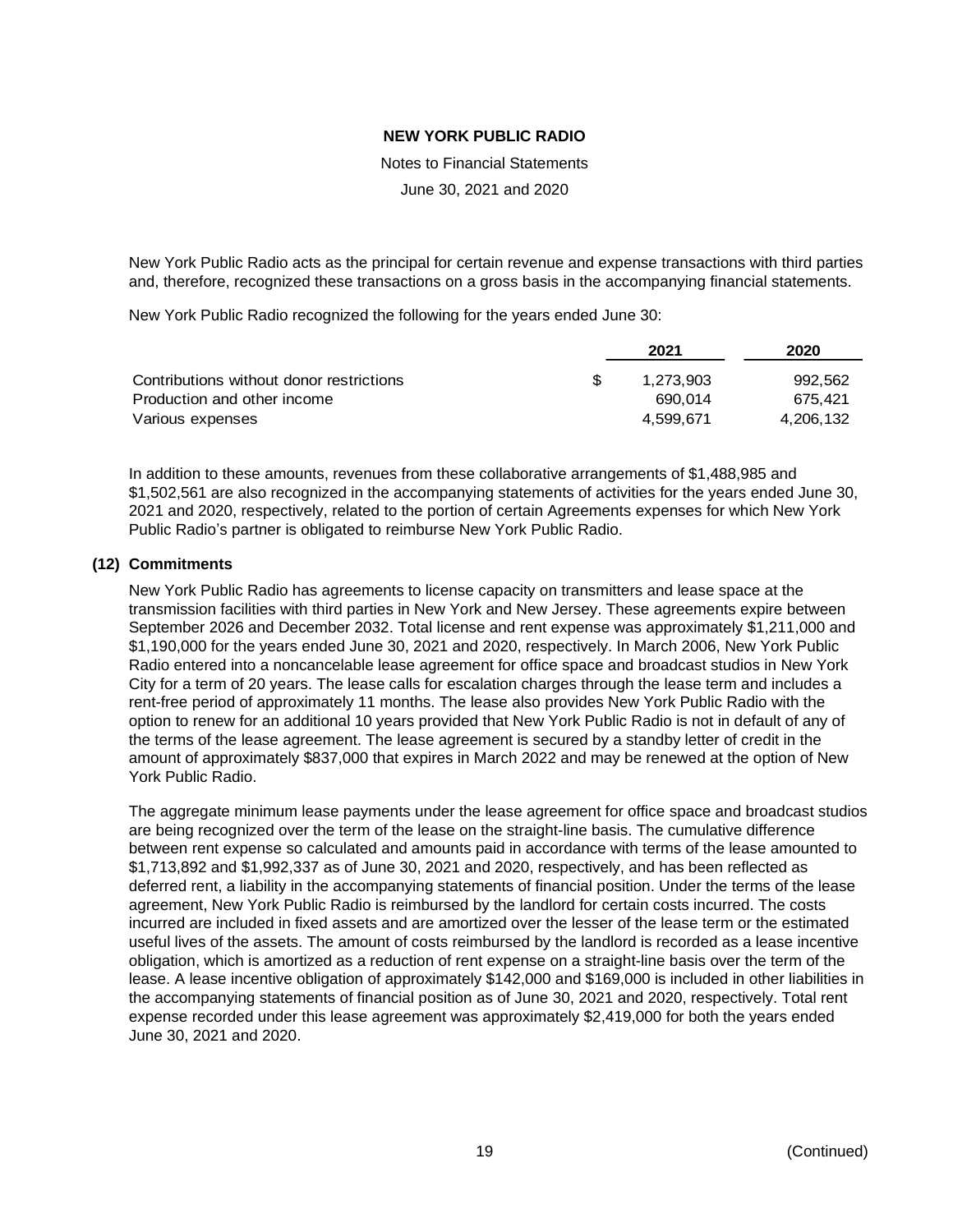New York Public Radio acts as the principal for certain revenue and expense transactions with third parties and, therefore, recognized these transactions on a gross basis in the accompanying financial statements.

New York Public Radio recognized the following for the years ended June 30:

| | | 2021 | 2020 |
|---|---|---|---|
| Contributions without donor restrictions | $ | 1,273,903 | 992,562 |
| Production and other income | | 690,014 | 675,421 |
| Various expenses | | 4,599,671 | 4,206,132 |

In addition to these amounts, revenues from these collaborative arrangements of $1,488,985 and $1,502,561 are also recognized in the accompanying statements of activities for the years ended June 30, 2021 and 2020, respectively, related to the portion of certain Agreements expenses for which New York Public Radio's partner is obligated to reimburse New York Public Radio.

## (12) Commitments

New York Public Radio has agreements to license capacity on transmitters and lease space at the transmission facilities with third parties in New York and New Jersey. These agreements expire between September 2026 and December 2032. Total license and rent expense was approximately $1,211,000 and $1,190,000 for the years ended June 30, 2021 and 2020, respectively. In March 2006, New York Public Radio entered into a noncancelable lease agreement for office space and broadcast studios in New York City for a term of 20 years. The lease calls for escalation charges through the lease term and includes a rent-free period of approximately 11 months. The lease also provides New York Public Radio with the option to renew for an additional 10 years provided that New York Public Radio is not in default of any of the terms of the lease agreement. The lease agreement is secured by a standby letter of credit in the amount of approximately $837,000 that expires in March 2022 and may be renewed at the option of New York Public Radio.

The aggregate minimum lease payments under the lease agreement for office space and broadcast studios are being recognized over the term of the lease on the straight-line basis. The cumulative difference between rent expense so calculated and amounts paid in accordance with terms of the lease amounted to $1,713,892 and $1,992,337 as of June 30, 2021 and 2020, respectively, and has been reflected as deferred rent, a liability in the accompanying statements of financial position. Under the terms of the lease agreement, New York Public Radio is reimbursed by the landlord for certain costs incurred. The costs incurred are included in fixed assets and are amortized over the lesser of the lease term or the estimated useful lives of the assets. The amount of costs reimbursed by the landlord is recorded as a lease incentive obligation, which is amortized as a reduction of rent expense on a straight-line basis over the term of the lease. A lease incentive obligation of approximately $142,000 and $169,000 is included in other liabilities in the accompanying statements of financial position as of June 30, 2021 and 2020, respectively. Total rent expense recorded under this lease agreement was approximately $2,419,000 for both the years ended June 30, 2021 and 2020.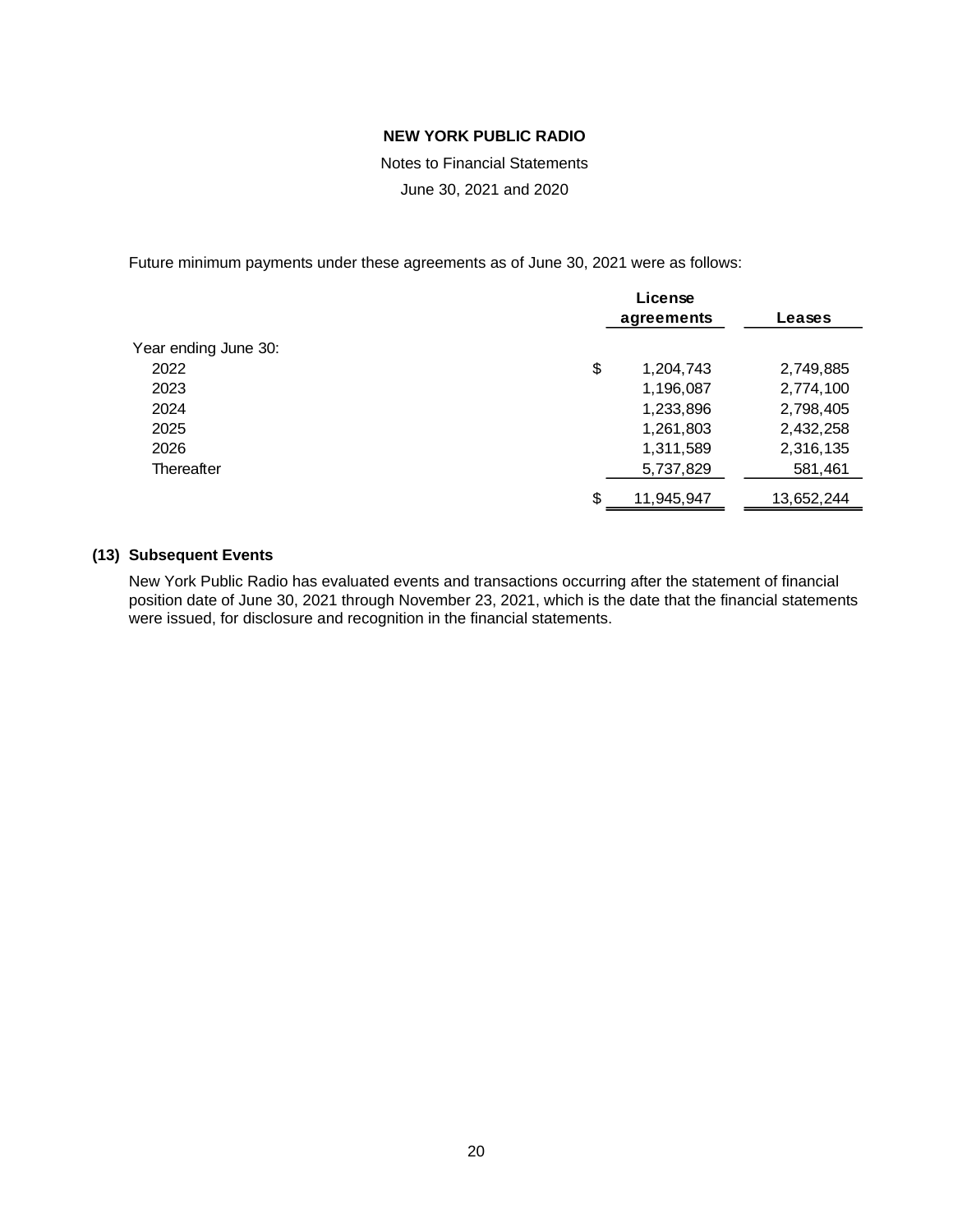**NEW YORK PUBLIC RADIO**

Notes to Financial Statements

June 30, 2021 and 2020

Future minimum payments under these agreements as of June 30, 2021 were as follows:

| | License agreements | Leases |
|---|---|---|
| Year ending June 30: | | |
| 2022 | $ 1,204,743 | 2,749,885 |
| 2023 | 1,196,087 | 2,774,100 |
| 2024 | 1,233,896 | 2,798,405 |
| 2025 | 1,261,803 | 2,432,258 |
| 2026 | 1,311,589 | 2,316,135 |
| Thereafter | 5,737,829 | 581,461 |
| | $ 11,945,947 | 13,652,244 |

**(13) Subsequent Events**

New York Public Radio has evaluated events and transactions occurring after the statement of financial position date of June 30, 2021 through November 23, 2021, which is the date that the financial statements were issued, for disclosure and recognition in the financial statements.